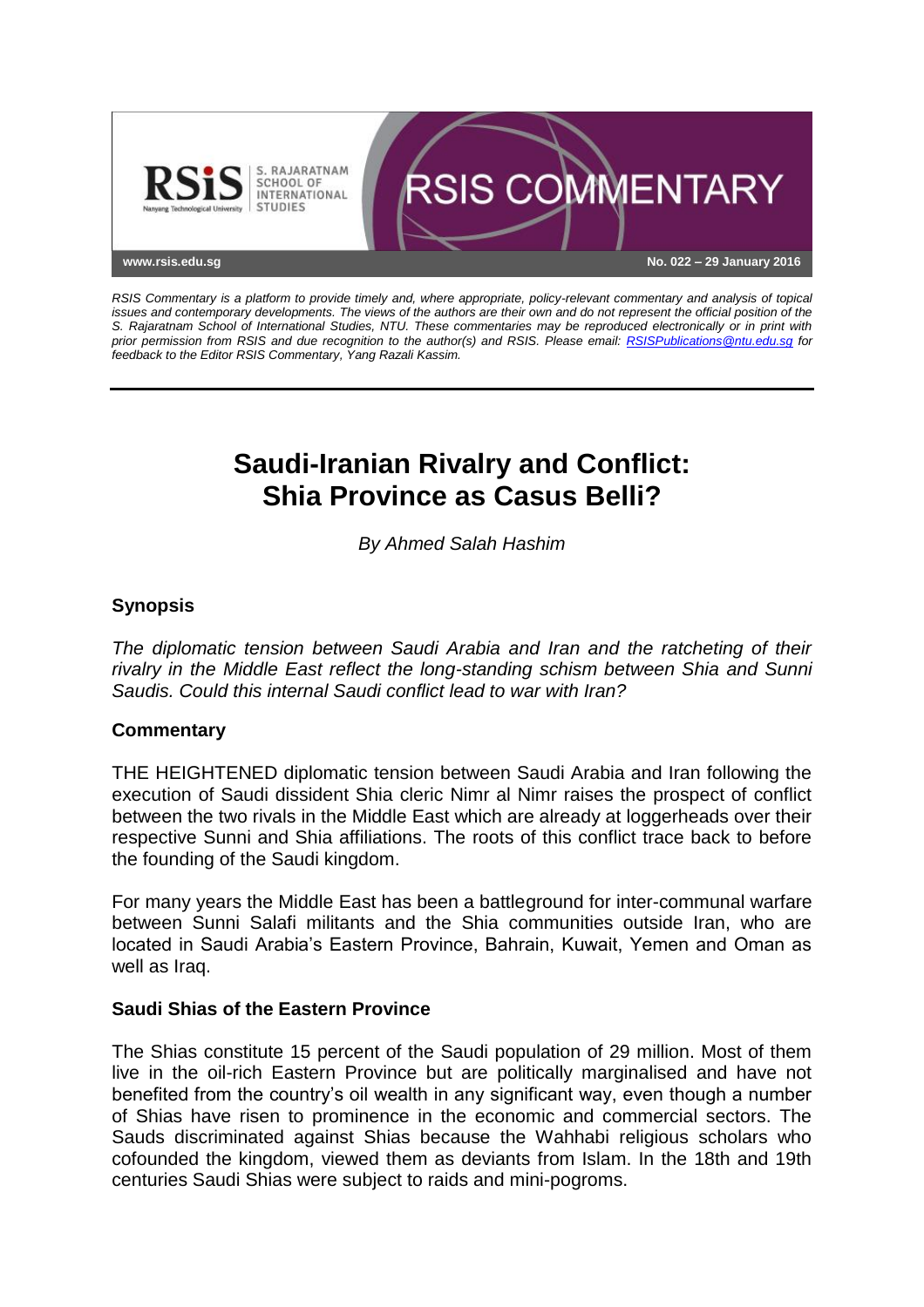www.rsis.edu.sg

No. 022 – 29 January 2016

*RSIS Commentary is a platform to provide timely and, where appropriate, policy-relevant commentary and analysis of topical issues and contemporary developments. The views of the authors are their own and do not represent the official position of the S. Rajaratnam School of International Studies, NTU. These commentaries may be reproduced electronically or in print with prior permission from RSIS and due recognition to the author(s) and RSIS. Please email: RSISPublications@ntu.edu.sg for feedback to the Editor RSIS Commentary, Yang Razali Kassim.*

# Saudi-Iranian Rivalry and Conflict: Shia Province as Casus Belli?

*By Ahmed Salah Hashim*

## Synopsis

*The diplomatic tension between Saudi Arabia and Iran and the ratcheting of their rivalry in the Middle East reflect the long-standing schism between Shia and Sunni Saudis. Could this internal Saudi conflict lead to war with Iran?*

## Commentary

THE HEIGHTENED diplomatic tension between Saudi Arabia and Iran following the execution of Saudi dissident Shia cleric Nimr al Nimr raises the prospect of conflict between the two rivals in the Middle East which are already at loggerheads over their respective Sunni and Shia affiliations. The roots of this conflict trace back to before the founding of the Saudi kingdom.

For many years the Middle East has been a battleground for inter-communal warfare between Sunni Salafi militants and the Shia communities outside Iran, who are located in Saudi Arabia's Eastern Province, Bahrain, Kuwait, Yemen and Oman as well as Iraq.

### Saudi Shias of the Eastern Province

The Shias constitute 15 percent of the Saudi population of 29 million. Most of them live in the oil-rich Eastern Province but are politically marginalised and have not benefited from the country's oil wealth in any significant way, even though a number of Shias have risen to prominence in the economic and commercial sectors. The Sauds discriminated against Shias because the Wahhabi religious scholars who cofounded the kingdom, viewed them as deviants from Islam. In the 18th and 19th centuries Saudi Shias were subject to raids and mini-pogroms.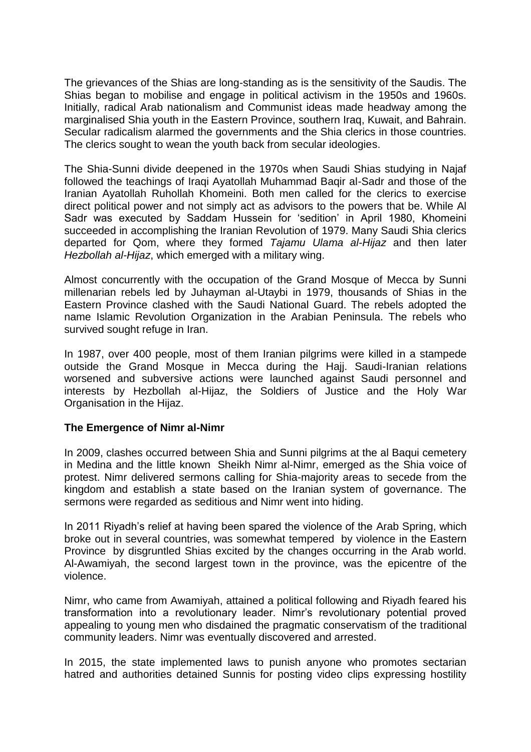The grievances of the Shias are long-standing as is the sensitivity of the Saudis. The Shias began to mobilise and engage in political activism in the 1950s and 1960s. Initially, radical Arab nationalism and Communist ideas made headway among the marginalised Shia youth in the Eastern Province, southern Iraq, Kuwait, and Bahrain. Secular radicalism alarmed the governments and the Shia clerics in those countries. The clerics sought to wean the youth back from secular ideologies.

The Shia-Sunni divide deepened in the 1970s when Saudi Shias studying in Najaf followed the teachings of Iraqi Ayatollah Muhammad Baqir al-Sadr and those of the Iranian Ayatollah Ruhollah Khomeini. Both men called for the clerics to exercise direct political power and not simply act as advisors to the powers that be. While Al Sadr was executed by Saddam Hussein for 'sedition' in April 1980, Khomeini succeeded in accomplishing the Iranian Revolution of 1979. Many Saudi Shia clerics departed for Qom, where they formed *Tajamu Ulama al-Hijaz* and then later *Hezbollah al-Hijaz*, which emerged with a military wing.

Almost concurrently with the occupation of the Grand Mosque of Mecca by Sunni millenarian rebels led by Juhayman al-Utaybi in 1979, thousands of Shias in the Eastern Province clashed with the Saudi National Guard. The rebels adopted the name Islamic Revolution Organization in the Arabian Peninsula. The rebels who survived sought refuge in Iran.

In 1987, over 400 people, most of them Iranian pilgrims were killed in a stampede outside the Grand Mosque in Mecca during the Hajj. Saudi-Iranian relations worsened and subversive actions were launched against Saudi personnel and interests by Hezbollah al-Hijaz, the Soldiers of Justice and the Holy War Organisation in the Hijaz.

**The Emergence of Nimr al-Nimr**

In 2009, clashes occurred between Shia and Sunni pilgrims at the al Baqui cemetery in Medina and the little known Sheikh Nimr al-Nimr, emerged as the Shia voice of protest. Nimr delivered sermons calling for Shia-majority areas to secede from the kingdom and establish a state based on the Iranian system of governance. The sermons were regarded as seditious and Nimr went into hiding.

In 2011 Riyadh's relief at having been spared the violence of the Arab Spring, which broke out in several countries, was somewhat tempered by violence in the Eastern Province by disgruntled Shias excited by the changes occurring in the Arab world. Al-Awamiyah, the second largest town in the province, was the epicentre of the violence.

Nimr, who came from Awamiyah, attained a political following and Riyadh feared his transformation into a revolutionary leader. Nimr's revolutionary potential proved appealing to young men who disdained the pragmatic conservatism of the traditional community leaders. Nimr was eventually discovered and arrested.

In 2015, the state implemented laws to punish anyone who promotes sectarian hatred and authorities detained Sunnis for posting video clips expressing hostility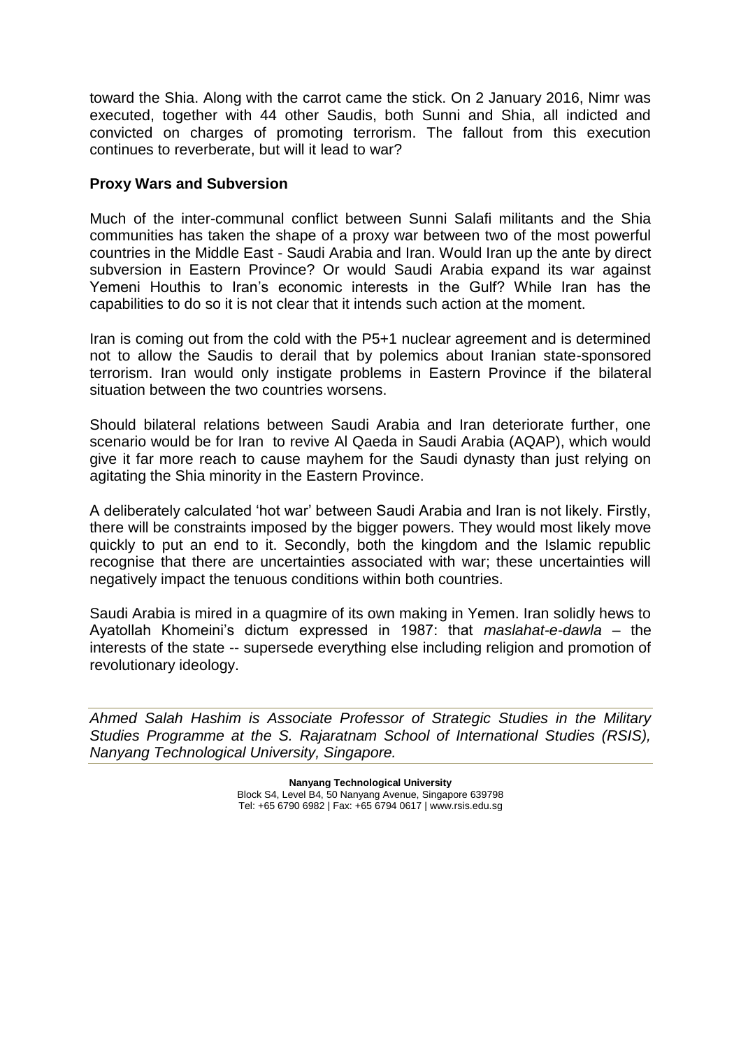toward the Shia. Along with the carrot came the stick. On 2 January 2016, Nimr was executed, together with 44 other Saudis, both Sunni and Shia, all indicted and convicted on charges of promoting terrorism. The fallout from this execution continues to reverberate, but will it lead to war?

**Proxy Wars and Subversion**

Much of the inter-communal conflict between Sunni Salafi militants and the Shia communities has taken the shape of a proxy war between two of the most powerful countries in the Middle East - Saudi Arabia and Iran. Would Iran up the ante by direct subversion in Eastern Province? Or would Saudi Arabia expand its war against Yemeni Houthis to Iran's economic interests in the Gulf? While Iran has the capabilities to do so it is not clear that it intends such action at the moment.

Iran is coming out from the cold with the P5+1 nuclear agreement and is determined not to allow the Saudis to derail that by polemics about Iranian state-sponsored terrorism. Iran would only instigate problems in Eastern Province if the bilateral situation between the two countries worsens.

Should bilateral relations between Saudi Arabia and Iran deteriorate further, one scenario would be for Iran to revive Al Qaeda in Saudi Arabia (AQAP), which would give it far more reach to cause mayhem for the Saudi dynasty than just relying on agitating the Shia minority in the Eastern Province.

A deliberately calculated 'hot war' between Saudi Arabia and Iran is not likely. Firstly, there will be constraints imposed by the bigger powers. They would most likely move quickly to put an end to it. Secondly, both the kingdom and the Islamic republic recognise that there are uncertainties associated with war; these uncertainties will negatively impact the tenuous conditions within both countries.

Saudi Arabia is mired in a quagmire of its own making in Yemen. Iran solidly hews to Ayatollah Khomeini's dictum expressed in 1987: that *maslahat-e-dawla* – the interests of the state -- supersede everything else including religion and promotion of revolutionary ideology.

*Ahmed Salah Hashim is Associate Professor of Strategic Studies in the Military Studies Programme at the S. Rajaratnam School of International Studies (RSIS), Nanyang Technological University, Singapore.*

**Nanyang Technological University**
Block S4, Level B4, 50 Nanyang Avenue, Singapore 639798
Tel: +65 6790 6982 | Fax: +65 6794 0617 | www.rsis.edu.sg